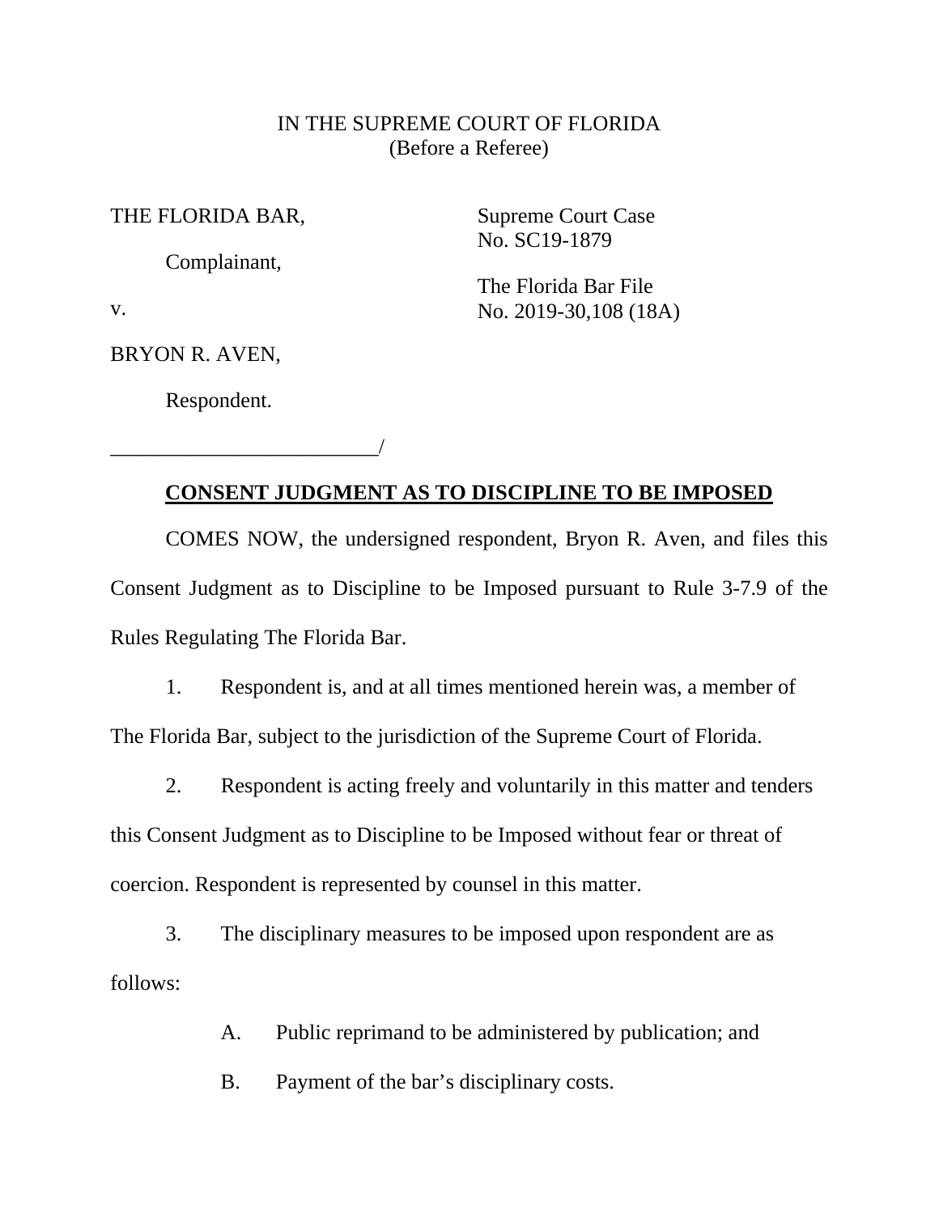IN THE SUPREME COURT OF FLORIDA
(Before a Referee)

THE FLORIDA BAR,

Complainant,

v.

BRYON R. AVEN,

Respondent.

_________________________/

Supreme Court Case
No. SC19-1879

The Florida Bar File
No. 2019-30,108 (18A)

## **CONSENT JUDGMENT AS TO DISCIPLINE TO BE IMPOSED**

COMES NOW, the undersigned respondent, Bryon R. Aven, and files this Consent Judgment as to Discipline to be Imposed pursuant to Rule 3-7.9 of the Rules Regulating The Florida Bar.

1. Respondent is, and at all times mentioned herein was, a member of The Florida Bar, subject to the jurisdiction of the Supreme Court of Florida.

2. Respondent is acting freely and voluntarily in this matter and tenders this Consent Judgment as to Discipline to be Imposed without fear or threat of coercion. Respondent is represented by counsel in this matter.

3. The disciplinary measures to be imposed upon respondent are as follows:

   A. Public reprimand to be administered by publication; and

   B. Payment of the bar's disciplinary costs.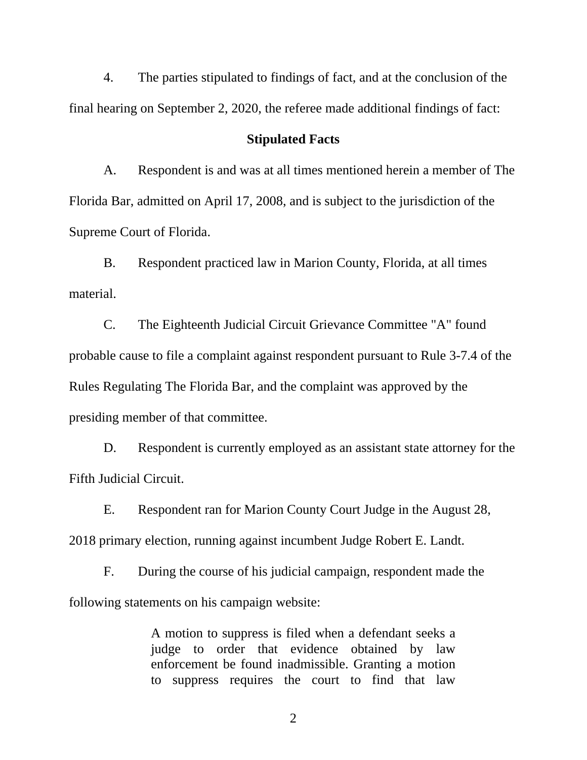4. The parties stipulated to findings of fact, and at the conclusion of the final hearing on September 2, 2020, the referee made additional findings of fact:

**Stipulated Facts**

A. Respondent is and was at all times mentioned herein a member of The Florida Bar, admitted on April 17, 2008, and is subject to the jurisdiction of the Supreme Court of Florida.

B. Respondent practiced law in Marion County, Florida, at all times material.

C. The Eighteenth Judicial Circuit Grievance Committee "A" found probable cause to file a complaint against respondent pursuant to Rule 3-7.4 of the Rules Regulating The Florida Bar, and the complaint was approved by the presiding member of that committee.

D. Respondent is currently employed as an assistant state attorney for the Fifth Judicial Circuit.

E. Respondent ran for Marion County Court Judge in the August 28, 2018 primary election, running against incumbent Judge Robert E. Landt.

F. During the course of his judicial campaign, respondent made the following statements on his campaign website:

> A motion to suppress is filed when a defendant seeks a judge to order that evidence obtained by law enforcement be found inadmissible. Granting a motion to suppress requires the court to find that law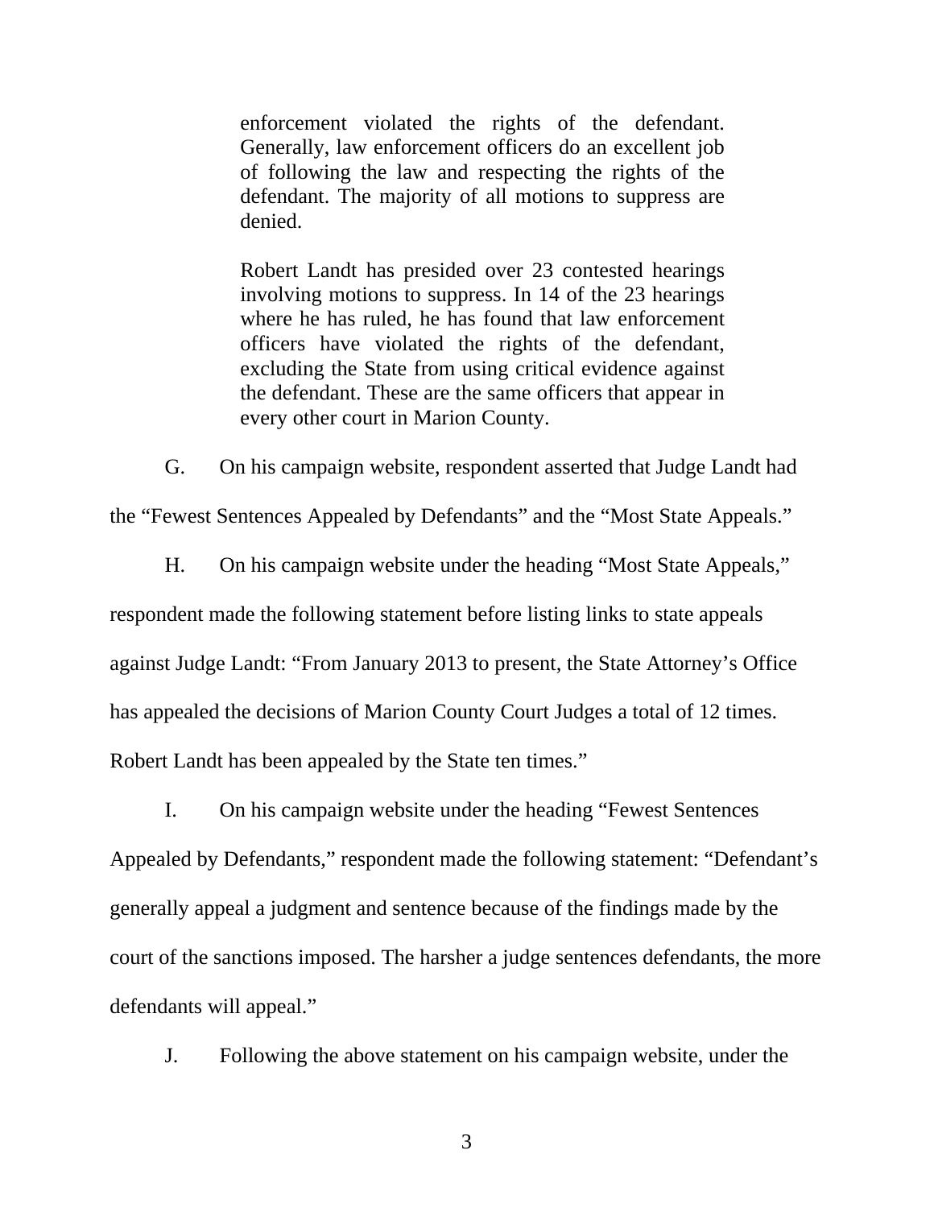> enforcement violated the rights of the defendant. Generally, law enforcement officers do an excellent job of following the law and respecting the rights of the defendant. The majority of all motions to suppress are denied.
>
> Robert Landt has presided over 23 contested hearings involving motions to suppress. In 14 of the 23 hearings where he has ruled, he has found that law enforcement officers have violated the rights of the defendant, excluding the State from using critical evidence against the defendant. These are the same officers that appear in every other court in Marion County.

G. On his campaign website, respondent asserted that Judge Landt had the "Fewest Sentences Appealed by Defendants" and the "Most State Appeals."

H. On his campaign website under the heading "Most State Appeals," respondent made the following statement before listing links to state appeals against Judge Landt: "From January 2013 to present, the State Attorney's Office has appealed the decisions of Marion County Court Judges a total of 12 times. Robert Landt has been appealed by the State ten times."

I. On his campaign website under the heading "Fewest Sentences Appealed by Defendants," respondent made the following statement: "Defendant's generally appeal a judgment and sentence because of the findings made by the court of the sanctions imposed. The harsher a judge sentences defendants, the more defendants will appeal."

J. Following the above statement on his campaign website, under the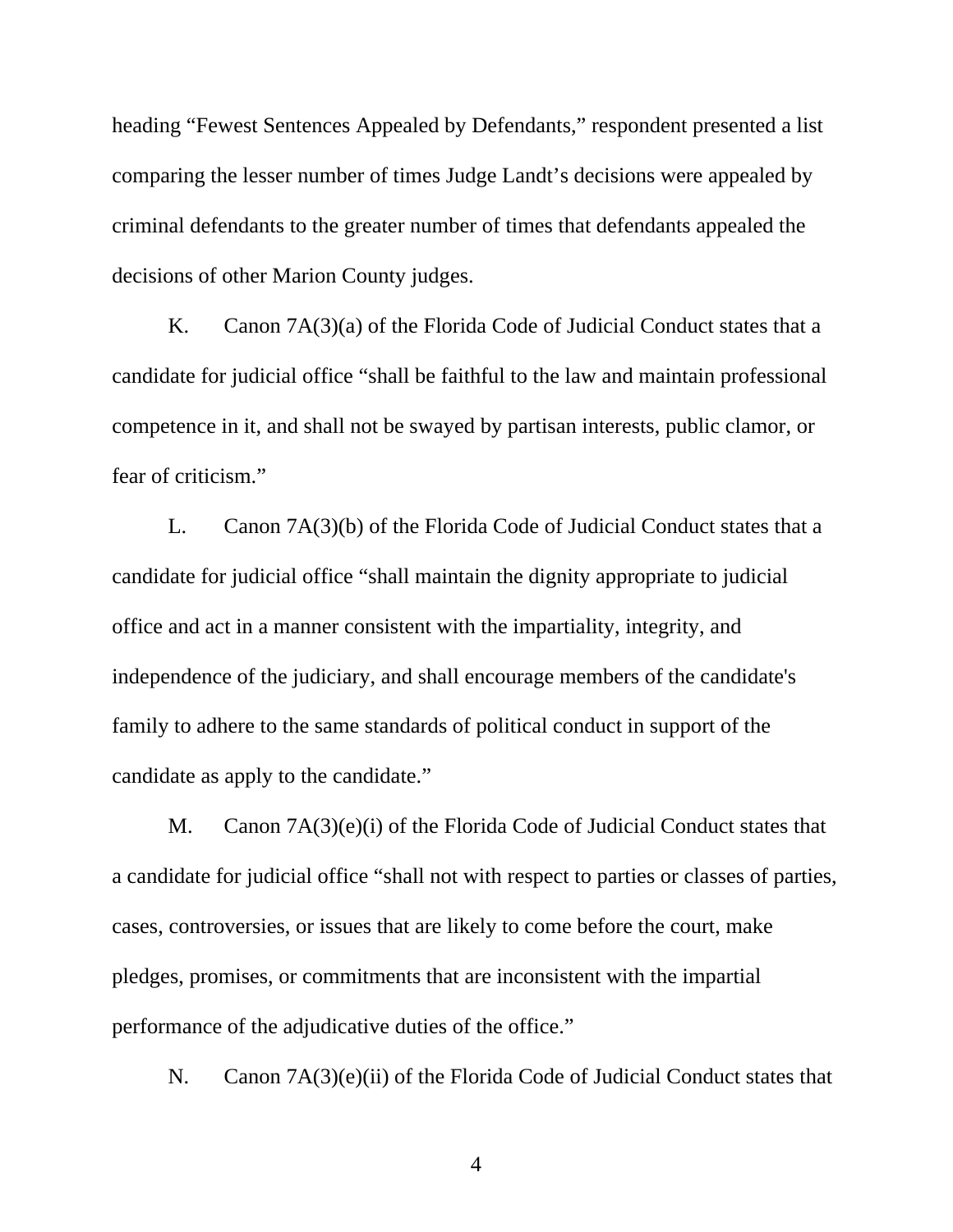heading "Fewest Sentences Appealed by Defendants," respondent presented a list comparing the lesser number of times Judge Landt's decisions were appealed by criminal defendants to the greater number of times that defendants appealed the decisions of other Marion County judges.

K. Canon 7A(3)(a) of the Florida Code of Judicial Conduct states that a candidate for judicial office "shall be faithful to the law and maintain professional competence in it, and shall not be swayed by partisan interests, public clamor, or fear of criticism."

L. Canon 7A(3)(b) of the Florida Code of Judicial Conduct states that a candidate for judicial office "shall maintain the dignity appropriate to judicial office and act in a manner consistent with the impartiality, integrity, and independence of the judiciary, and shall encourage members of the candidate's family to adhere to the same standards of political conduct in support of the candidate as apply to the candidate."

M. Canon 7A(3)(e)(i) of the Florida Code of Judicial Conduct states that a candidate for judicial office "shall not with respect to parties or classes of parties, cases, controversies, or issues that are likely to come before the court, make pledges, promises, or commitments that are inconsistent with the impartial performance of the adjudicative duties of the office."

N. Canon 7A(3)(e)(ii) of the Florida Code of Judicial Conduct states that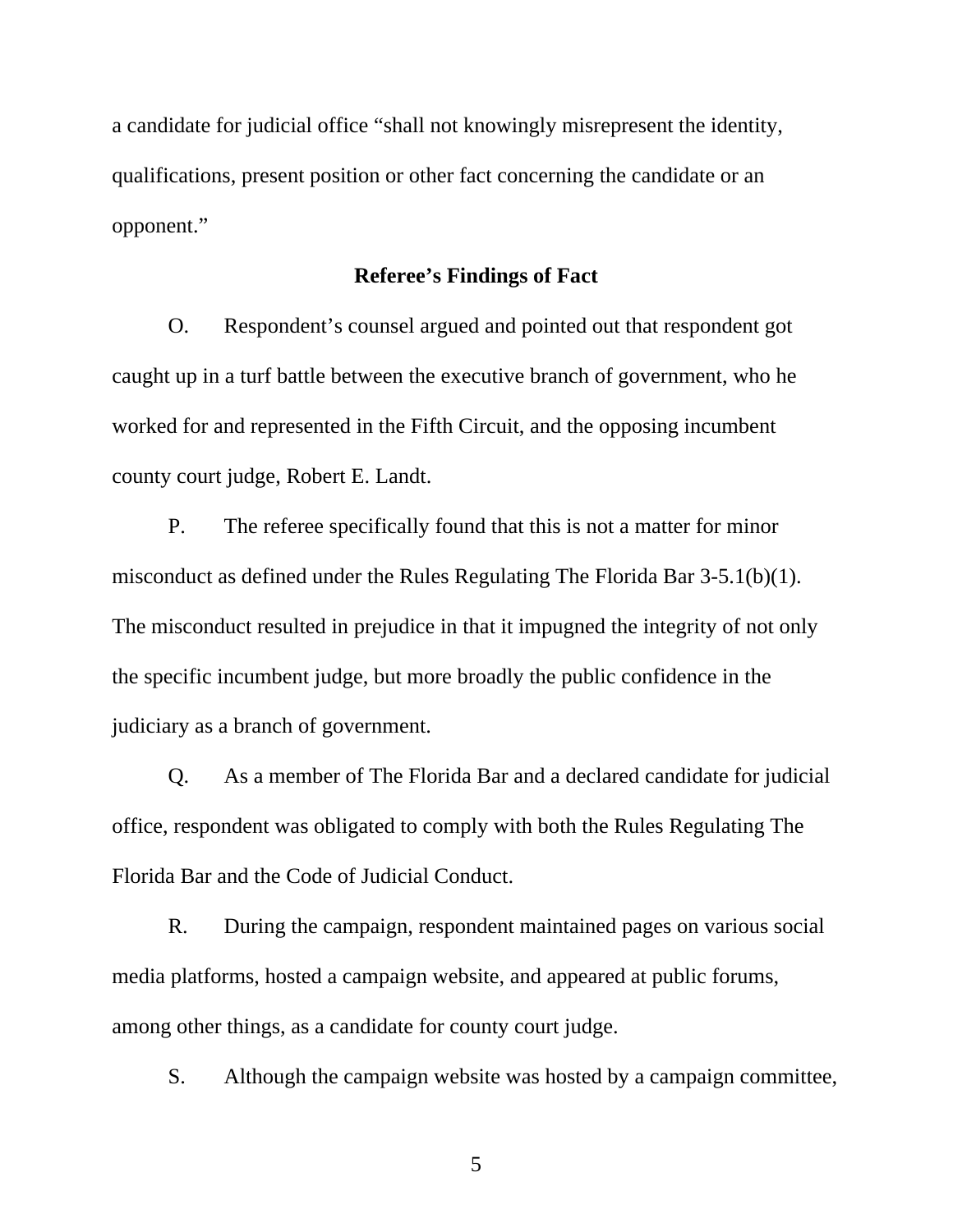a candidate for judicial office "shall not knowingly misrepresent the identity, qualifications, present position or other fact concerning the candidate or an opponent."

**Referee's Findings of Fact**

O. Respondent's counsel argued and pointed out that respondent got caught up in a turf battle between the executive branch of government, who he worked for and represented in the Fifth Circuit, and the opposing incumbent county court judge, Robert E. Landt.

P. The referee specifically found that this is not a matter for minor misconduct as defined under the Rules Regulating The Florida Bar 3-5.1(b)(1). The misconduct resulted in prejudice in that it impugned the integrity of not only the specific incumbent judge, but more broadly the public confidence in the judiciary as a branch of government.

Q. As a member of The Florida Bar and a declared candidate for judicial office, respondent was obligated to comply with both the Rules Regulating The Florida Bar and the Code of Judicial Conduct.

R. During the campaign, respondent maintained pages on various social media platforms, hosted a campaign website, and appeared at public forums, among other things, as a candidate for county court judge.

S. Although the campaign website was hosted by a campaign committee,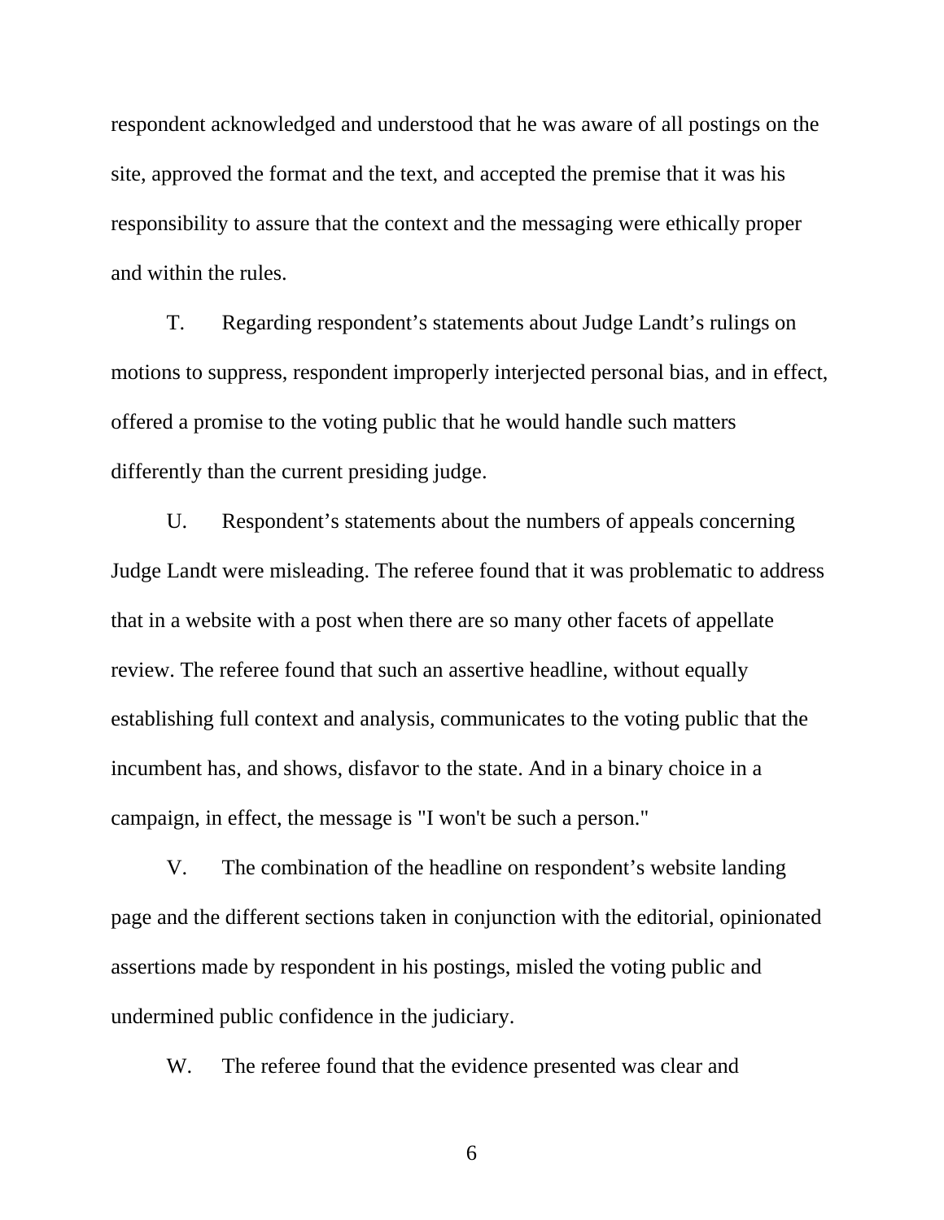respondent acknowledged and understood that he was aware of all postings on the site, approved the format and the text, and accepted the premise that it was his responsibility to assure that the context and the messaging were ethically proper and within the rules.

T. Regarding respondent's statements about Judge Landt's rulings on motions to suppress, respondent improperly interjected personal bias, and in effect, offered a promise to the voting public that he would handle such matters differently than the current presiding judge.

U. Respondent's statements about the numbers of appeals concerning Judge Landt were misleading. The referee found that it was problematic to address that in a website with a post when there are so many other facets of appellate review. The referee found that such an assertive headline, without equally establishing full context and analysis, communicates to the voting public that the incumbent has, and shows, disfavor to the state. And in a binary choice in a campaign, in effect, the message is "I won't be such a person."

V. The combination of the headline on respondent's website landing page and the different sections taken in conjunction with the editorial, opinionated assertions made by respondent in his postings, misled the voting public and undermined public confidence in the judiciary.

W. The referee found that the evidence presented was clear and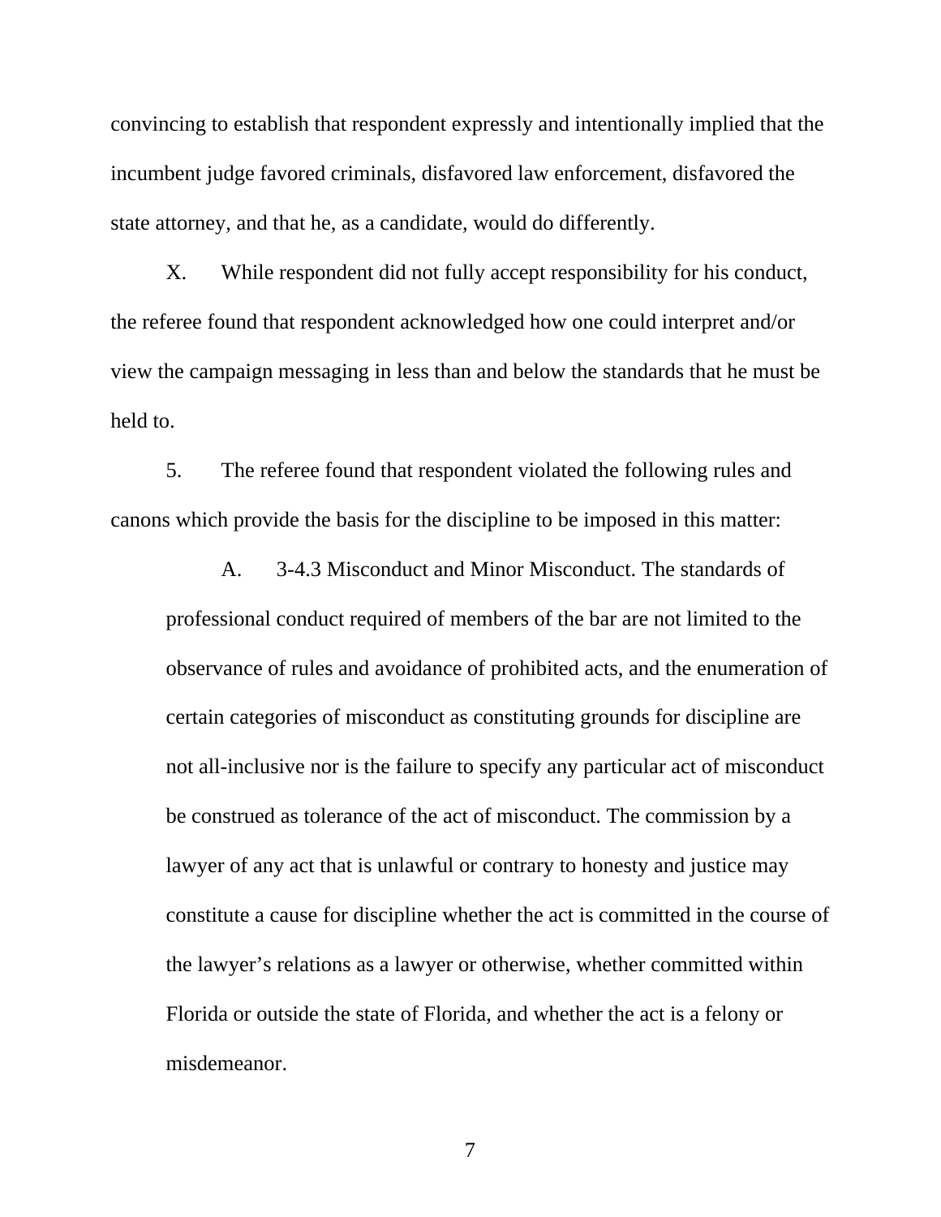convincing to establish that respondent expressly and intentionally implied that the incumbent judge favored criminals, disfavored law enforcement, disfavored the state attorney, and that he, as a candidate, would do differently.

X. While respondent did not fully accept responsibility for his conduct, the referee found that respondent acknowledged how one could interpret and/or view the campaign messaging in less than and below the standards that he must be held to.

5. The referee found that respondent violated the following rules and canons which provide the basis for the discipline to be imposed in this matter:

> A. 3-4.3 Misconduct and Minor Misconduct. The standards of professional conduct required of members of the bar are not limited to the observance of rules and avoidance of prohibited acts, and the enumeration of certain categories of misconduct as constituting grounds for discipline are not all-inclusive nor is the failure to specify any particular act of misconduct be construed as tolerance of the act of misconduct. The commission by a lawyer of any act that is unlawful or contrary to honesty and justice may constitute a cause for discipline whether the act is committed in the course of the lawyer's relations as a lawyer or otherwise, whether committed within Florida or outside the state of Florida, and whether the act is a felony or misdemeanor.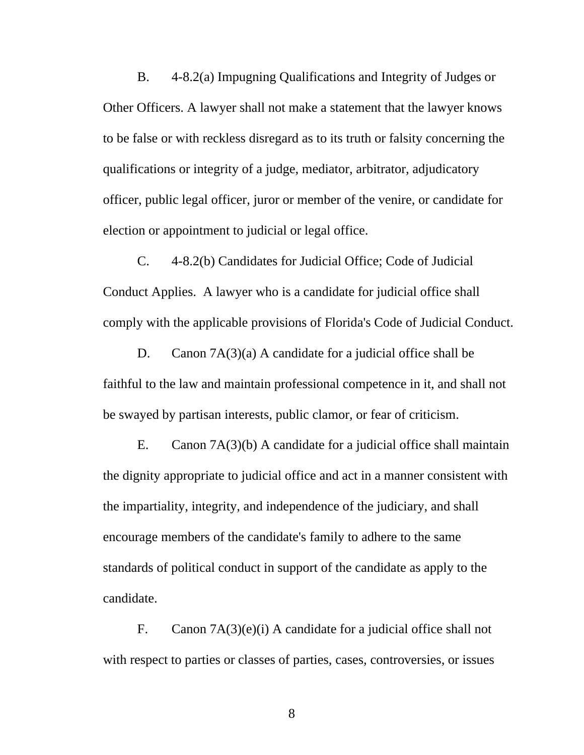B. 4-8.2(a) Impugning Qualifications and Integrity of Judges or Other Officers. A lawyer shall not make a statement that the lawyer knows to be false or with reckless disregard as to its truth or falsity concerning the qualifications or integrity of a judge, mediator, arbitrator, adjudicatory officer, public legal officer, juror or member of the venire, or candidate for election or appointment to judicial or legal office.

C. 4-8.2(b) Candidates for Judicial Office; Code of Judicial Conduct Applies. A lawyer who is a candidate for judicial office shall comply with the applicable provisions of Florida's Code of Judicial Conduct.

D. Canon 7A(3)(a) A candidate for a judicial office shall be faithful to the law and maintain professional competence in it, and shall not be swayed by partisan interests, public clamor, or fear of criticism.

E. Canon 7A(3)(b) A candidate for a judicial office shall maintain the dignity appropriate to judicial office and act in a manner consistent with the impartiality, integrity, and independence of the judiciary, and shall encourage members of the candidate's family to adhere to the same standards of political conduct in support of the candidate as apply to the candidate.

F. Canon 7A(3)(e)(i) A candidate for a judicial office shall not with respect to parties or classes of parties, cases, controversies, or issues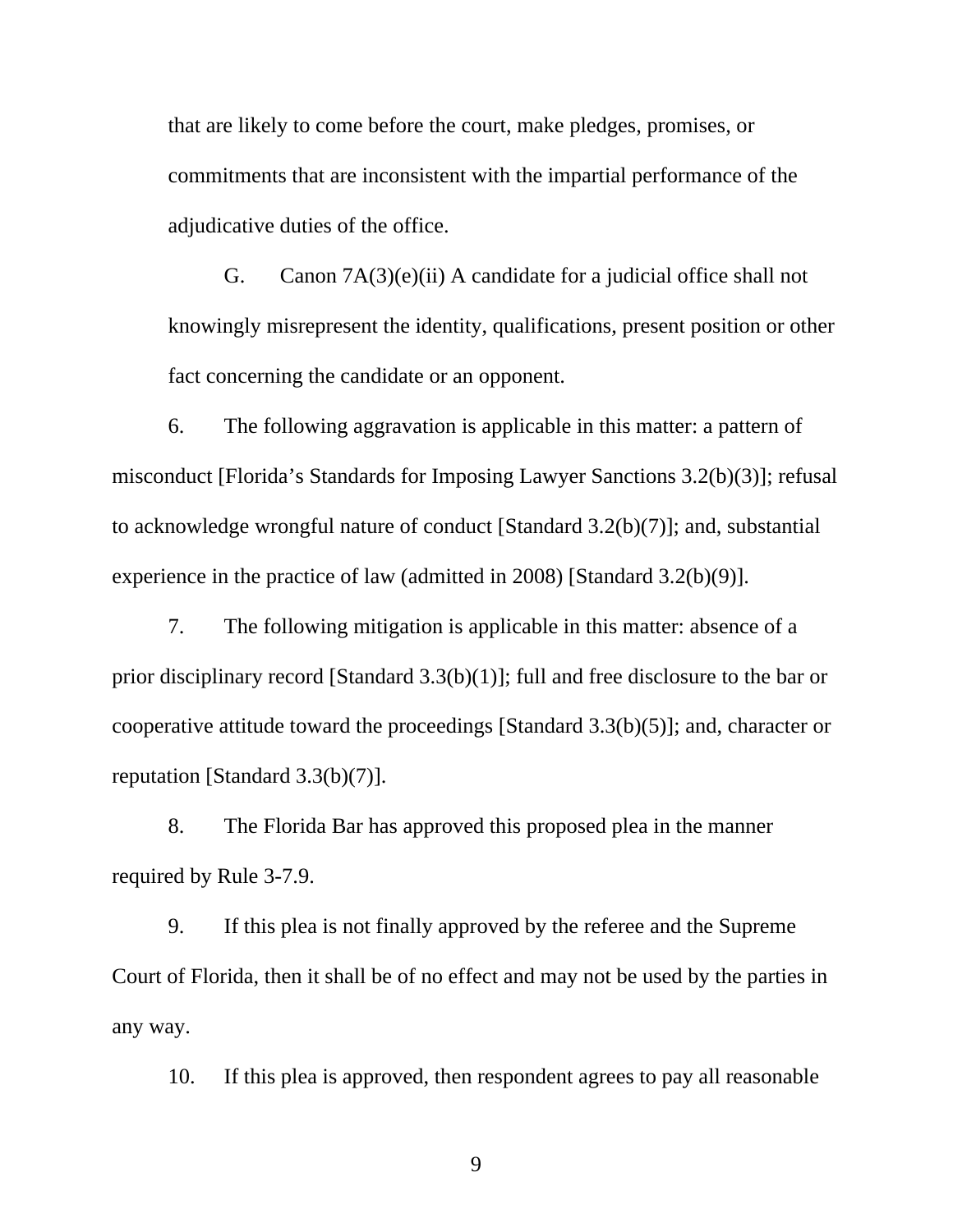that are likely to come before the court, make pledges, promises, or commitments that are inconsistent with the impartial performance of the adjudicative duties of the office.

G. Canon 7A(3)(e)(ii) A candidate for a judicial office shall not knowingly misrepresent the identity, qualifications, present position or other fact concerning the candidate or an opponent.

6. The following aggravation is applicable in this matter: a pattern of misconduct [Florida's Standards for Imposing Lawyer Sanctions 3.2(b)(3)]; refusal to acknowledge wrongful nature of conduct [Standard 3.2(b)(7)]; and, substantial experience in the practice of law (admitted in 2008) [Standard 3.2(b)(9)].

7. The following mitigation is applicable in this matter: absence of a prior disciplinary record [Standard 3.3(b)(1)]; full and free disclosure to the bar or cooperative attitude toward the proceedings [Standard 3.3(b)(5)]; and, character or reputation [Standard 3.3(b)(7)].

8. The Florida Bar has approved this proposed plea in the manner required by Rule 3-7.9.

9. If this plea is not finally approved by the referee and the Supreme Court of Florida, then it shall be of no effect and may not be used by the parties in any way.

10. If this plea is approved, then respondent agrees to pay all reasonable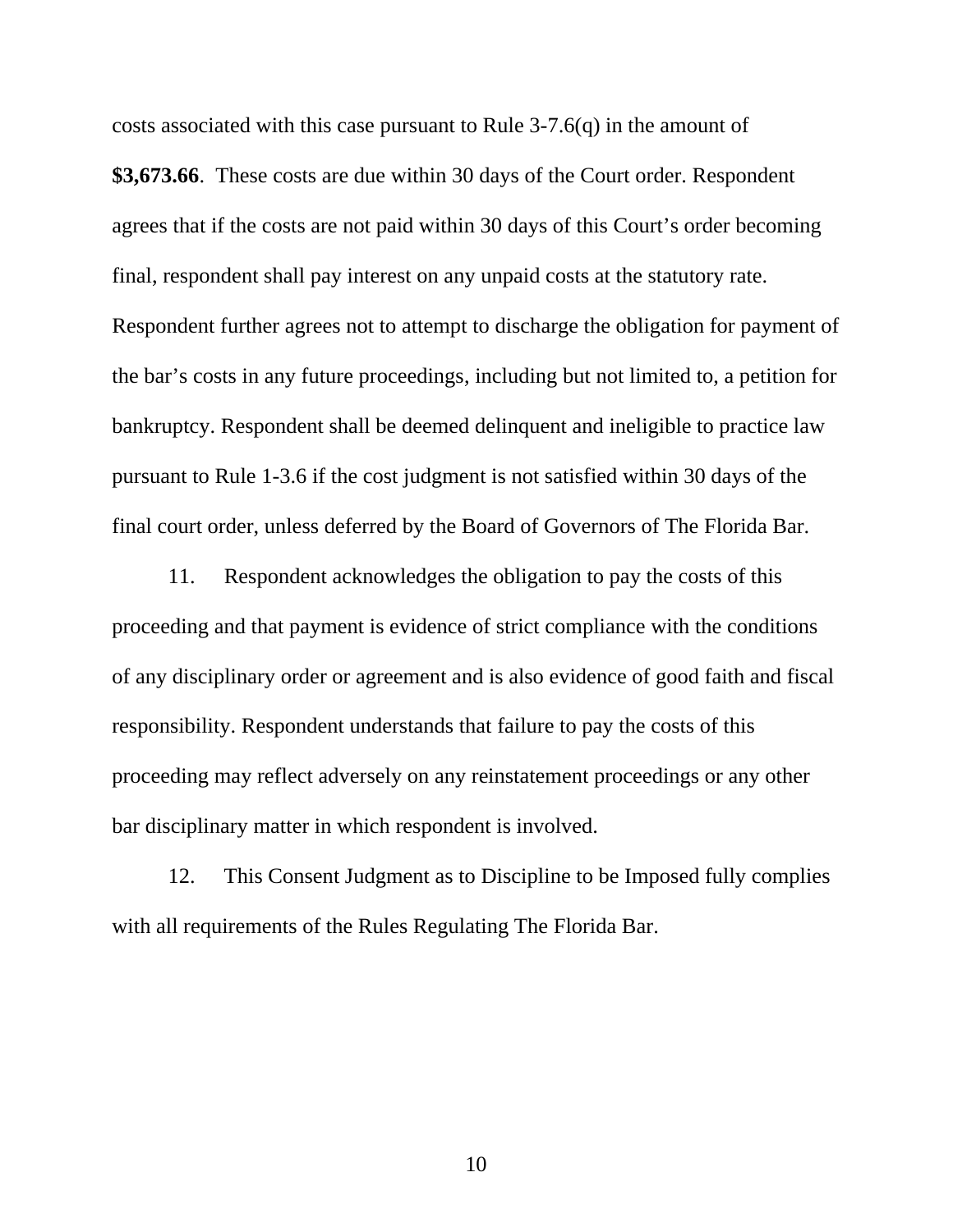costs associated with this case pursuant to Rule 3-7.6(q) in the amount of **$3,673.66**. These costs are due within 30 days of the Court order. Respondent agrees that if the costs are not paid within 30 days of this Court's order becoming final, respondent shall pay interest on any unpaid costs at the statutory rate. Respondent further agrees not to attempt to discharge the obligation for payment of the bar's costs in any future proceedings, including but not limited to, a petition for bankruptcy. Respondent shall be deemed delinquent and ineligible to practice law pursuant to Rule 1-3.6 if the cost judgment is not satisfied within 30 days of the final court order, unless deferred by the Board of Governors of The Florida Bar.

11. Respondent acknowledges the obligation to pay the costs of this proceeding and that payment is evidence of strict compliance with the conditions of any disciplinary order or agreement and is also evidence of good faith and fiscal responsibility. Respondent understands that failure to pay the costs of this proceeding may reflect adversely on any reinstatement proceedings or any other bar disciplinary matter in which respondent is involved.

12. This Consent Judgment as to Discipline to be Imposed fully complies with all requirements of the Rules Regulating The Florida Bar.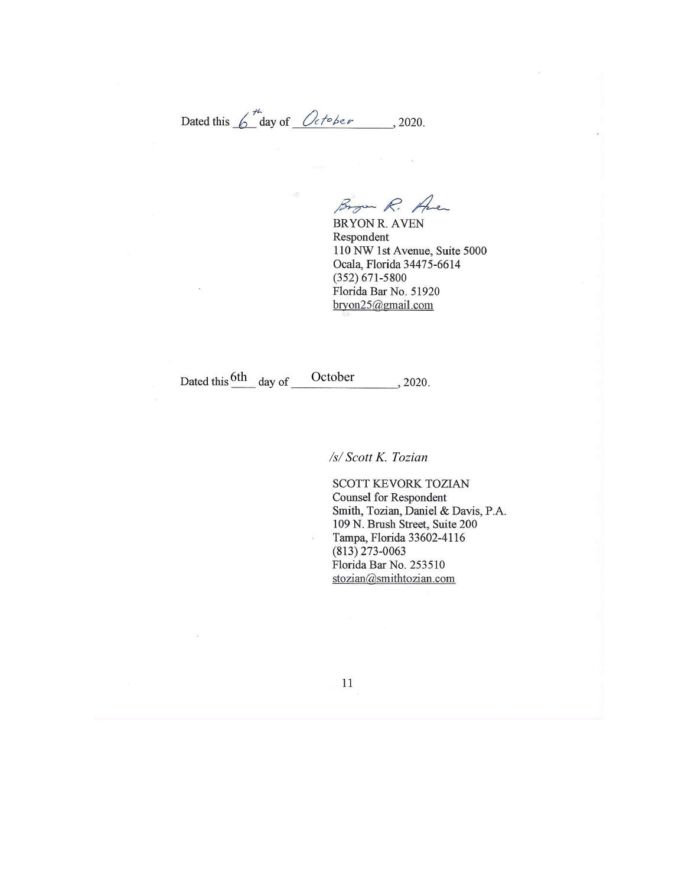Dated this 6th day of October, 2020.

Bryon R. Aven

BRYON R. AVEN
Respondent
110 NW 1st Avenue, Suite 5000
Ocala, Florida 34475-6614
(352) 671-5800
Florida Bar No. 51920
bryon25@gmail.com

Dated this 6th day of October, 2020.

*/s/ Scott K. Tozian*

SCOTT KEVORK TOZIAN
Counsel for Respondent
Smith, Tozian, Daniel & Davis, P.A.
109 N. Brush Street, Suite 200
Tampa, Florida 33602-4116
(813) 273-0063
Florida Bar No. 253510
stozian@smithtozian.com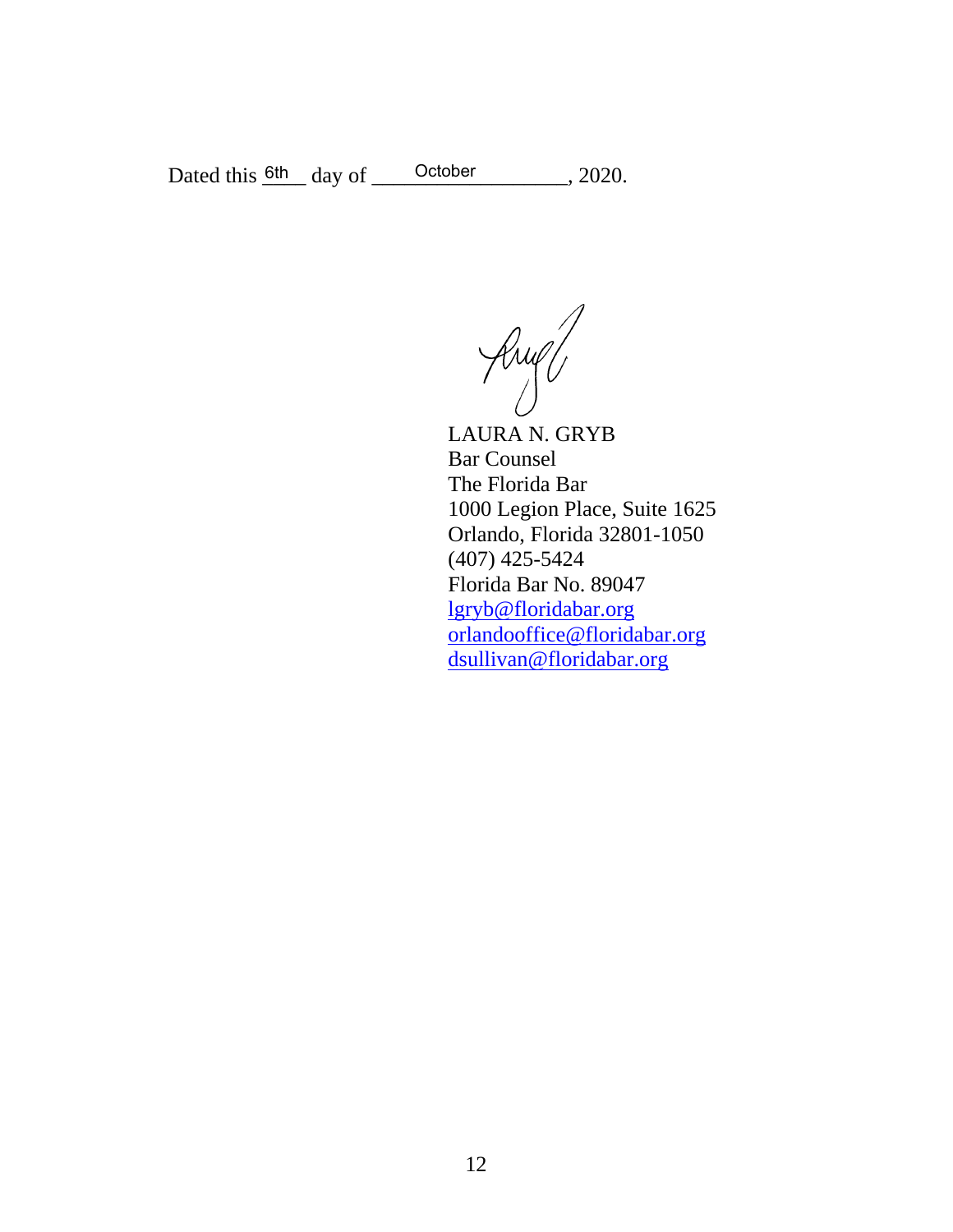Dated this 6th day of October, 2020.

LAURA N. GRYB
Bar Counsel
The Florida Bar
1000 Legion Place, Suite 1625
Orlando, Florida 32801-1050
(407) 425-5424
Florida Bar No. 89047
lgryb@floridabar.org
orlandooffice@floridabar.org
dsullivan@floridabar.org